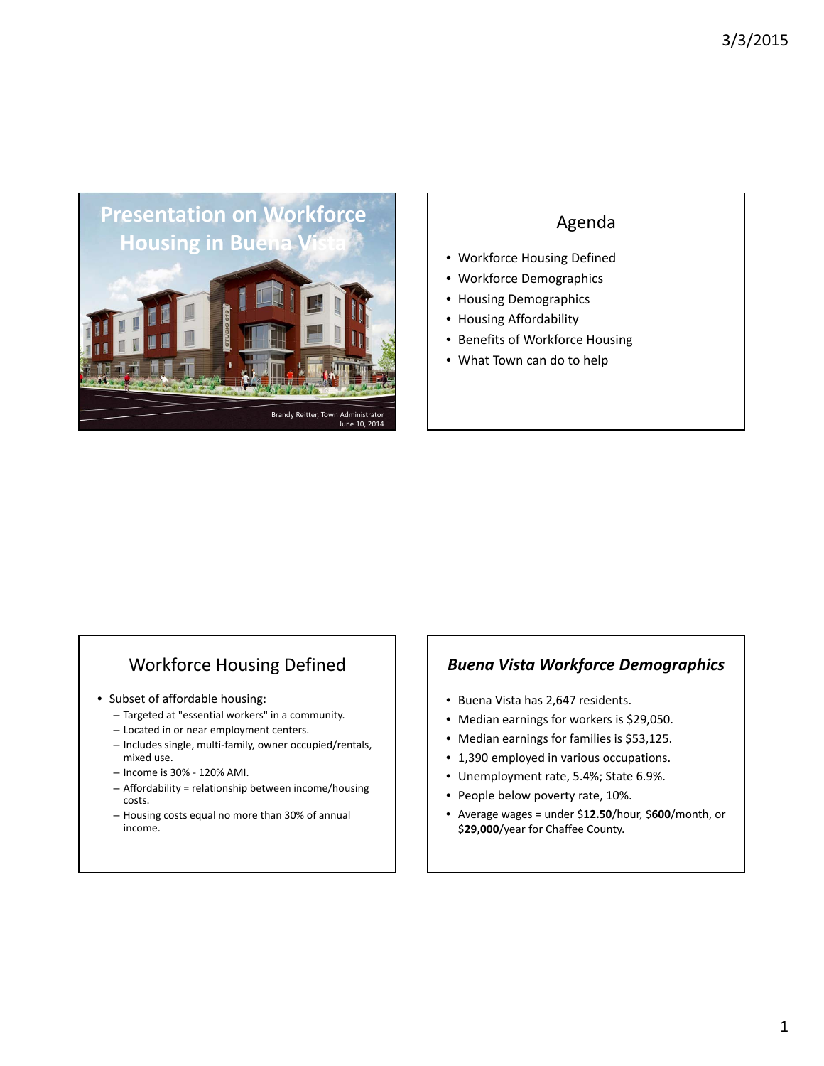# Presentation on Workforce Housing in Buena Vista

Brandy Reitter, Town Administrator
June 10, 2014

## Agenda

- Workforce Housing Defined
- Workforce Demographics
- Housing Demographics
- Housing Affordability
- Benefits of Workforce Housing
- What Town can do to help

## Workforce Housing Defined

- Subset of affordable housing:
  - Targeted at "essential workers" in a community.
  - Located in or near employment centers.
  - Includes single, multi-family, owner occupied/rentals, mixed use.
  - Income is 30% - 120% AMI.
  - Affordability = relationship between income/housing costs.
  - Housing costs equal no more than 30% of annual income.

## *Buena Vista Workforce Demographics*

- Buena Vista has 2,647 residents.
- Median earnings for workers is $29,050.
- Median earnings for families is $53,125.
- 1,390 employed in various occupations.
- Unemployment rate, 5.4%; State 6.9%.
- People below poverty rate, 10%.
- Average wages = under $**12.50**/hour, $**600**/month, or $**29,000**/year for Chaffee County.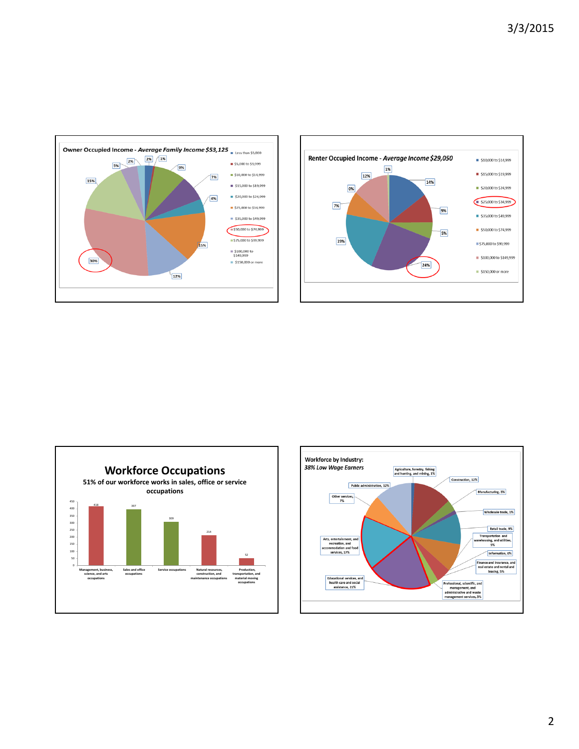## Owner Occupied Income - *Average Family Income $53,125*

| Income | Percent |
|---|---|
| Less than $5,000 | 2% |
| $5,000 to $9,999 | 1% |
| $10,000 to $14,999 | 9% |
| $15,000 to $19,999 | 7% |
| $20,000 to $24,999 | 4% |
| $25,000 to $34,999 | 15% |
| $35,000 to $49,999 | 12% |
| $50,000 to $74,999 | 30% |
| $75,000 to $99,999 | 15% |
| $100,000 to $149,999 | 5% |
| $150,000 or more | 2% |

## Renter Occupied Income - *Average Income $29,050*

| Income | Percent |
|---|---|
| $10,000 to $14,999 | 14% |
| $15,000 to $19,999 | 9% |
| $20,000 to $24,999 | 5% |
| $25,000 to $34,999 | 24% |
| $35,000 to $49,999 | 19% |
| $50,000 to $74,999 | 7% |
| $75,000 to $99,999 | 0% |
| $100,000 to $149,999 | 12% |
| $150,000 or more | 1% |

## Workforce Occupations

**51% of our workforce works in sales, office or service occupations**

| Occupation | Count |
|---|---|
| Management, business, science, and arts occupations | 418 |
| Sales and office occupations | 397 |
| Service occupations | 309 |
| Natural resources, construction, and maintenance occupations | 214 |
| Production, transportation, and material moving occupations | 52 |

## Workforce by Industry:

*38% Low Wage Earners*

| Industry | Percent |
|---|---|
| Agriculture, forestry, fishing and hunting, and mining | 1% |
| Construction | 12% |
| Manufacturing | 3% |
| Wholesale trade | 1% |
| Retail trade | 9% |
| Transportation and warehousing, and utilities | 9% |
| Information | 0% |
| Finance and insurance, and real estate and rental and leasing | 5% |
| Professional, scientific, and management, and administrative and waste management services | 3% |
| Educational services, and health care and social assistance | 21% |
| Arts, entertainment, and recreation, and accommodation and food services | 17% |
| Other services | 7% |
| Public administration | 12% |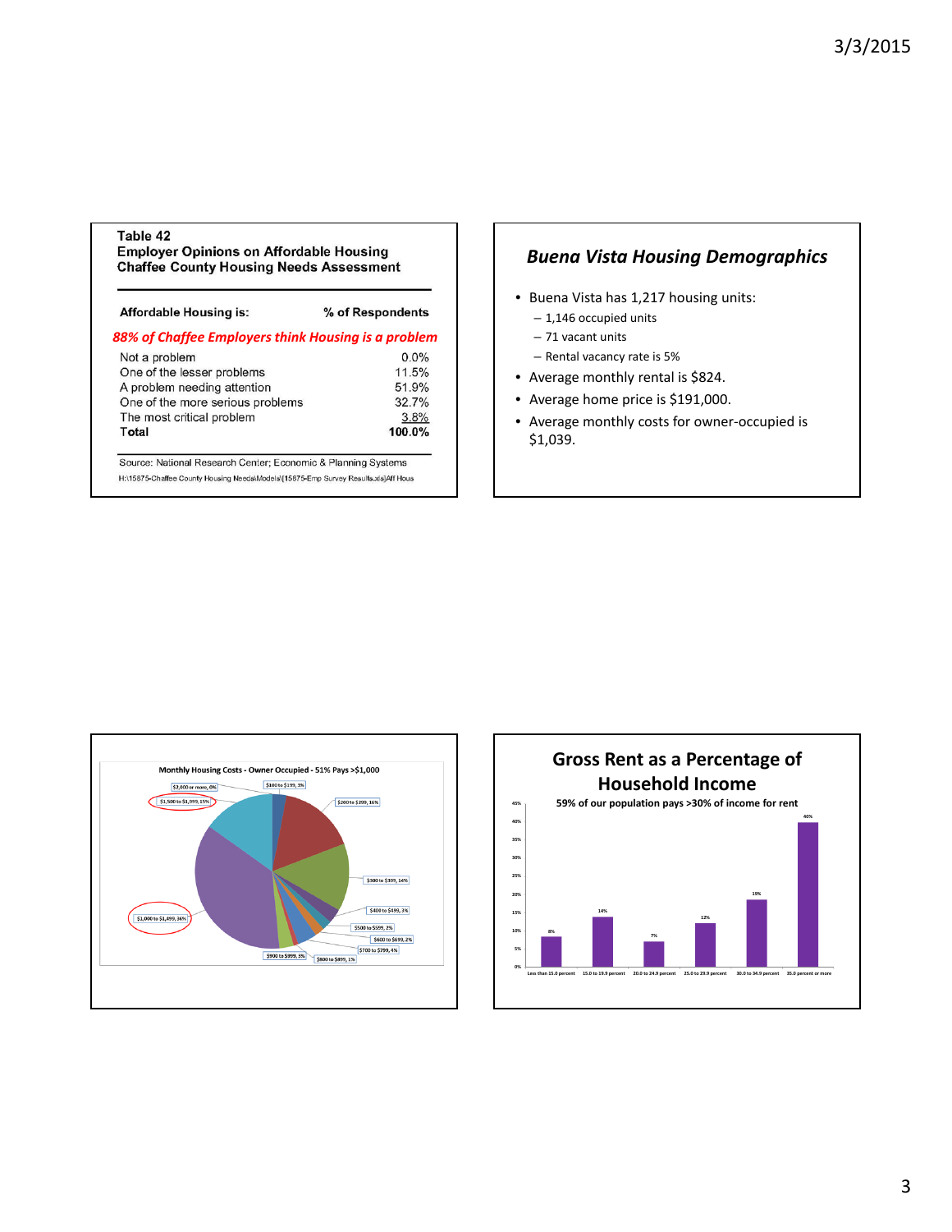**Table 42**
**Employer Opinions on Affordable Housing**
**Chaffee County Housing Needs Assessment**

| Affordable Housing is: | % of Respondents |
|---|---|
| *88% of Chaffee Employers think Housing is a problem* | |
| Not a problem | 0.0% |
| One of the lesser problems | 11.5% |
| A problem needing attention | 51.9% |
| One of the more serious problems | 32.7% |
| The most critical problem | 3.8% |
| **Total** | **100.0%** |

Source: National Research Center; Economic & Planning Systems
H:\15875-Chaffee County Housing Needs\Models\[15875-Emp Survey Results.xls]Aff Hous

## *Buena Vista Housing Demographics*

- Buena Vista has 1,217 housing units:
  - 1,146 occupied units
  - 71 vacant units
  - Rental vacancy rate is 5%
- Average monthly rental is $824.
- Average home price is $191,000.
- Average monthly costs for owner-occupied is $1,039.

**Monthly Housing Costs - Owner Occupied - 51% Pays >$1,000**

| Category | % |
|---|---|
| $100 to $199 | 3% |
| $200 to $299 | 16% |
| $300 to $399 | 14% |
| $400 to $499 | 3% |
| $500 to $599 | 2% |
| $600 to $699 | 2% |
| $700 to $799 | 4% |
| $800 to $899 | 1% |
| $900 to $999 | 3% |
| $1,000 to $1,499 | 36% |
| $1,500 to $1,999 | 15% |
| $2,000 or more | 0% |

## Gross Rent as a Percentage of Household Income

**59% of our population pays >30% of income for rent**

| Gross Rent as % of Household Income | % |
|---|---|
| Less than 15.0 percent | 8% |
| 15.0 to 19.9 percent | 14% |
| 20.0 to 24.9 percent | 7% |
| 25.0 to 29.9 percent | 12% |
| 30.0 to 34.9 percent | 19% |
| 35.0 percent or more | 40% |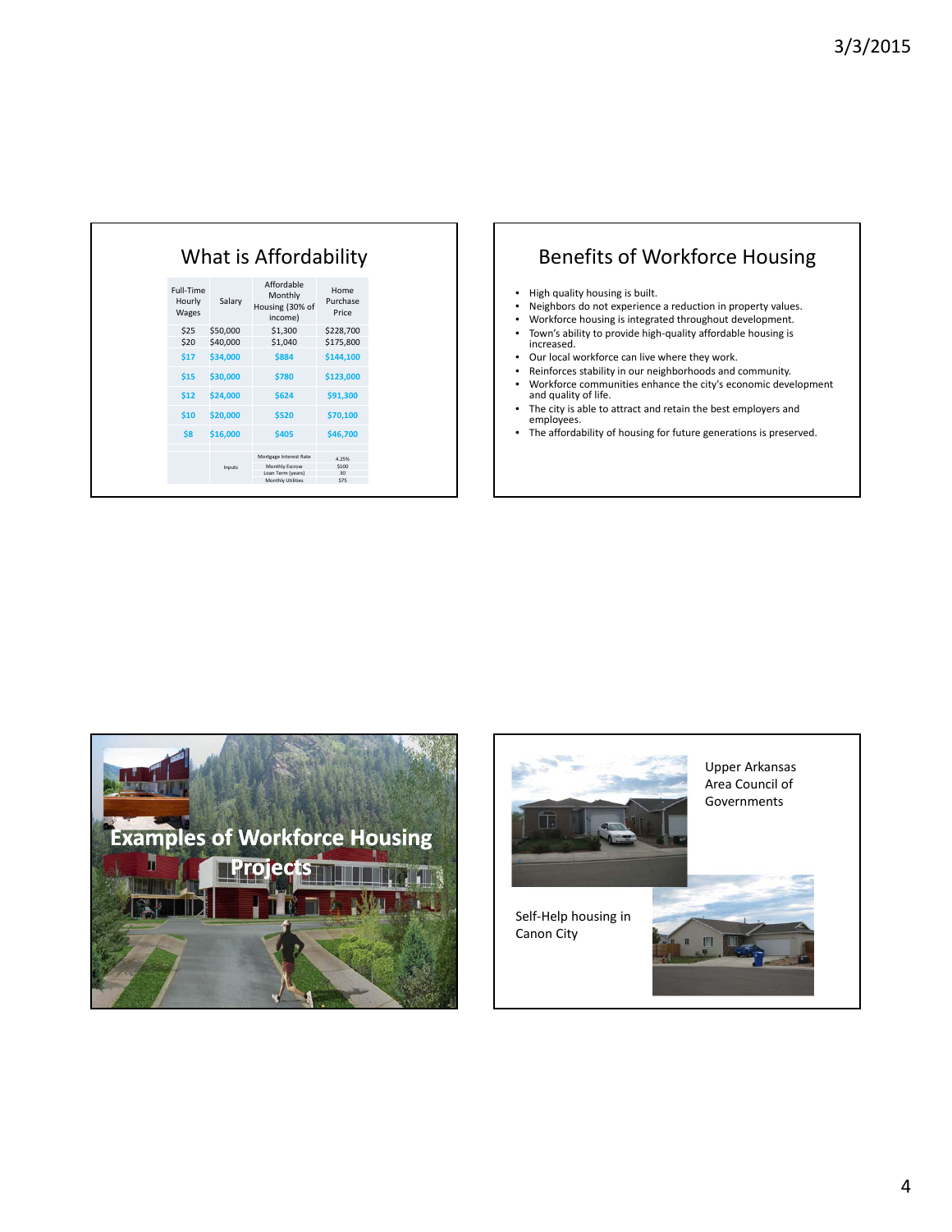## What is Affordability

| Full-Time Hourly Wages | Salary | Affordable Monthly Housing (30% of income) | Home Purchase Price |
|---|---|---|---|
| $25 | $50,000 | $1,300 | $228,700 |
| $20 | $40,000 | $1,040 | $175,800 |
| $17 | $34,000 | $884 | $144,100 |
| $15 | $30,000 | $780 | $123,000 |
| $12 | $24,000 | $624 | $91,300 |
| $10 | $20,000 | $520 | $70,100 |
| $8 | $16,000 | $405 | $46,700 |
| | | | |
| | Inputs | Mortgage Interest Rate | 4.25% |
| | | Monthly Escrow | $100 |
| | | Loan Term (years) | 30 |
| | | Monthly Utilities | $75 |

## Benefits of Workforce Housing

- High quality housing is built.
- Neighbors do not experience a reduction in property values.
- Workforce housing is integrated throughout development.
- Town's ability to provide high-quality affordable housing is increased.
- Our local workforce can live where they work.
- Reinforces stability in our neighborhoods and community.
- Workforce communities enhance the city's economic development and quality of life.
- The city is able to attract and retain the best employers and employees.
- The affordability of housing for future generations is preserved.

## Examples of Workforce Housing Projects

Upper Arkansas Area Council of Governments

Self-Help housing in Canon City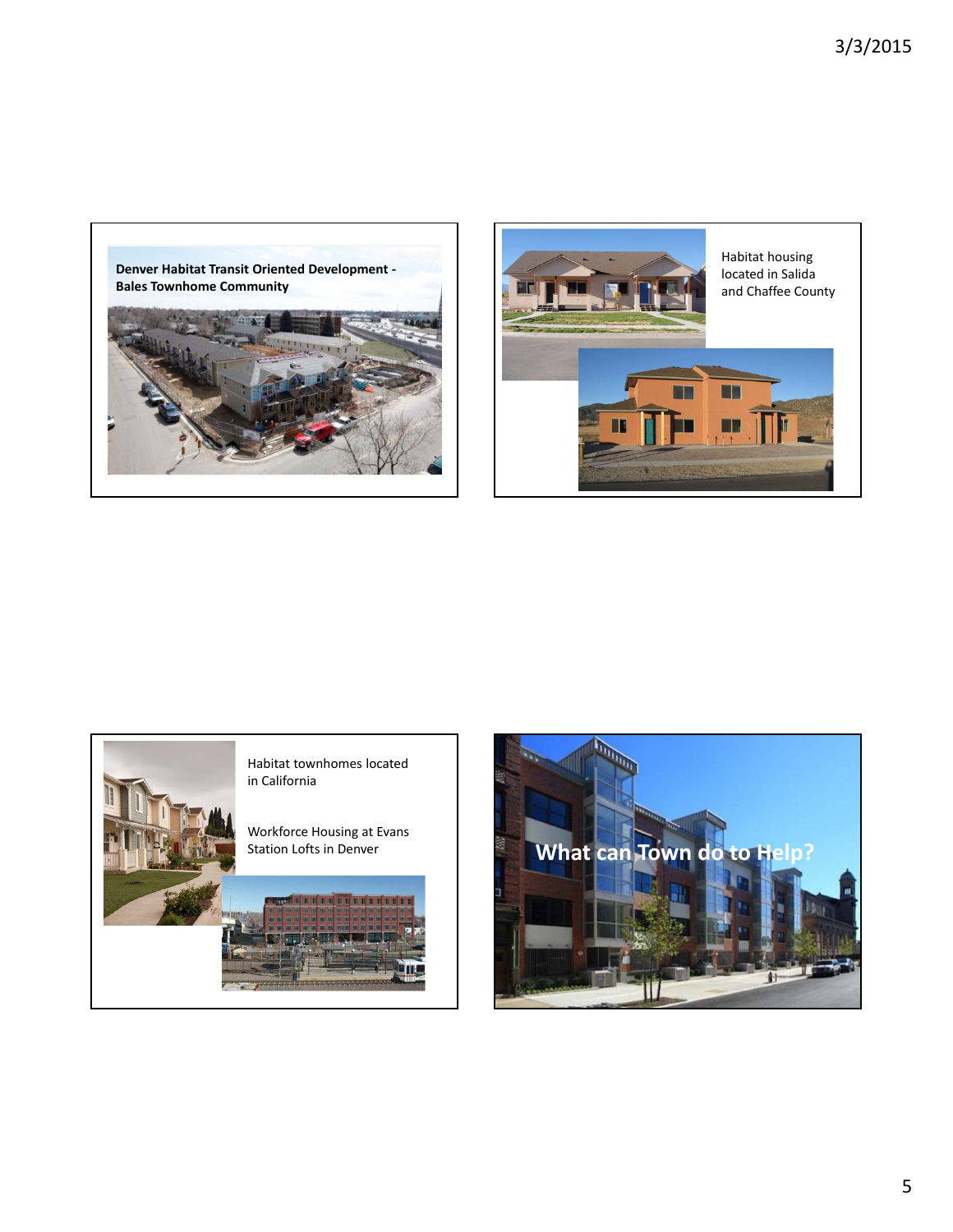**Denver Habitat Transit Oriented Development - Bales Townhome Community**

Habitat housing located in Salida and Chaffee County

Habitat townhomes located in California

Workforce Housing at Evans Station Lofts in Denver

## What can Town do to Help?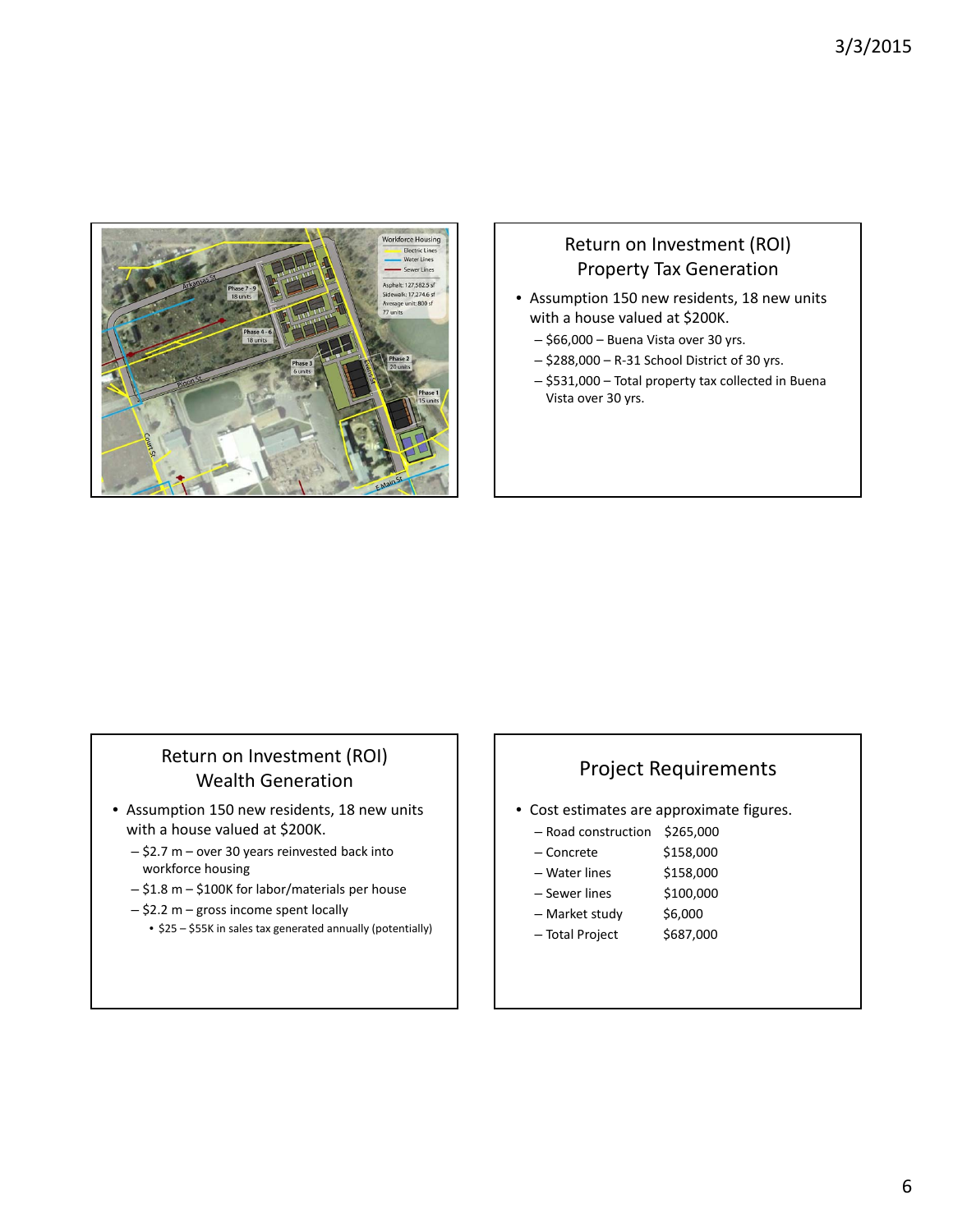## Return on Investment (ROI) Property Tax Generation

- Assumption 150 new residents, 18 new units with a house valued at $200K.
  - $66,000 – Buena Vista over 30 yrs.
  - $288,000 – R-31 School District of 30 yrs.
  - $531,000 – Total property tax collected in Buena Vista over 30 yrs.

## Return on Investment (ROI) Wealth Generation

- Assumption 150 new residents, 18 new units with a house valued at $200K.
  - $2.7 m – over 30 years reinvested back into workforce housing
  - $1.8 m – $100K for labor/materials per house
  - $2.2 m – gross income spent locally
    - $25 – $55K in sales tax generated annually (potentially)

## Project Requirements

- Cost estimates are approximate figures.
  - Road construction $265,000
  - Concrete $158,000
  - Water lines $158,000
  - Sewer lines $100,000
  - Market study $6,000
  - Total Project $687,000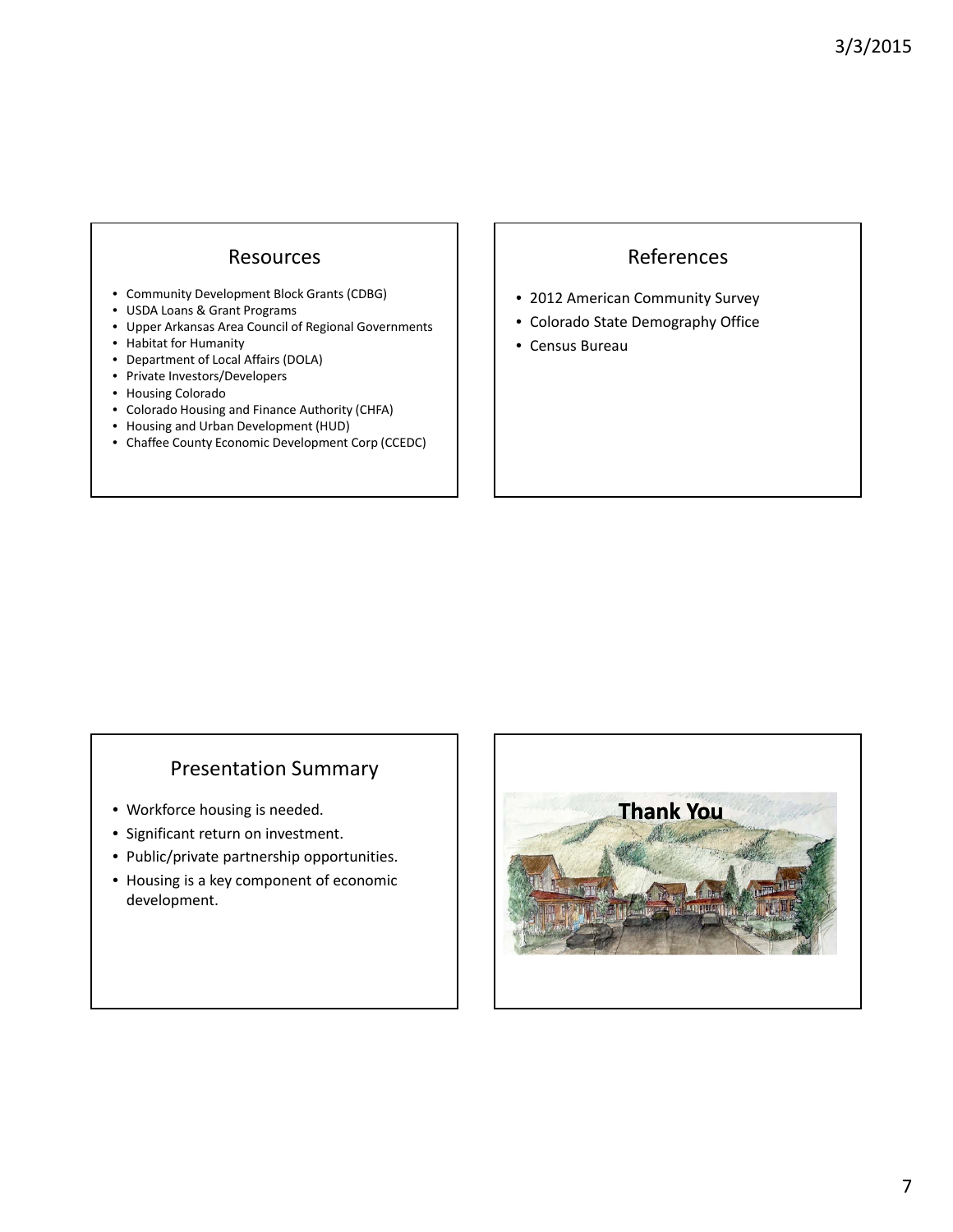## Resources

- Community Development Block Grants (CDBG)
- USDA Loans & Grant Programs
- Upper Arkansas Area Council of Regional Governments
- Habitat for Humanity
- Department of Local Affairs (DOLA)
- Private Investors/Developers
- Housing Colorado
- Colorado Housing and Finance Authority (CHFA)
- Housing and Urban Development (HUD)
- Chaffee County Economic Development Corp (CCEDC)

## References

- 2012 American Community Survey
- Colorado State Demography Office
- Census Bureau

## Presentation Summary

- Workforce housing is needed.
- Significant return on investment.
- Public/private partnership opportunities.
- Housing is a key component of economic development.

**Thank You**